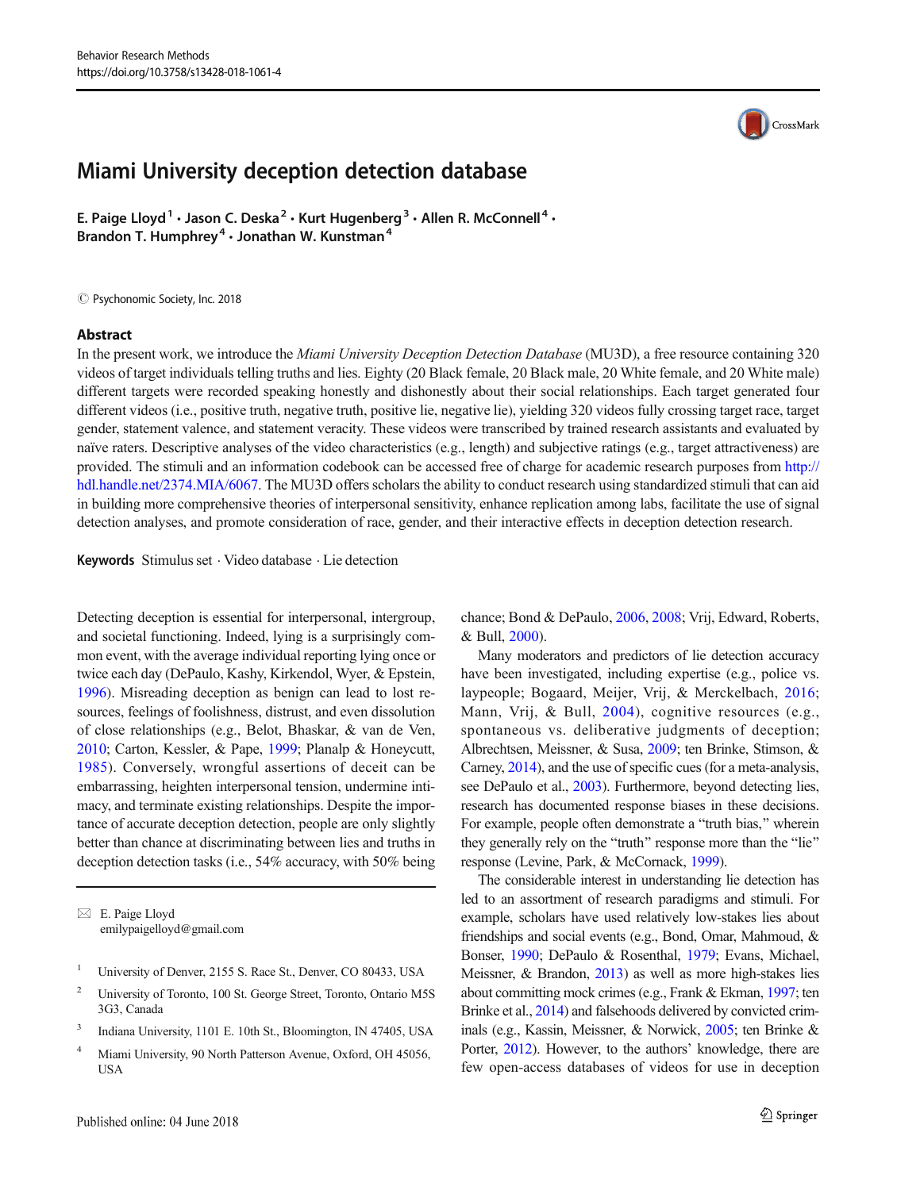# Miami University deception detection database

E. Paige Lloyd[1] · Jason C. Deska[2] · Kurt Hugenberg[3] · Allen R. McConnell[4] · Brandon T. Humphrey[4] · Jonathan W. Kunstman[4]

© Psychonomic Society, Inc. 2018

## Abstract

In the present work, we introduce the *Miami University Deception Detection Database* (MU3D), a free resource containing 320 videos of target individuals telling truths and lies. Eighty (20 Black female, 20 Black male, 20 White female, and 20 White male) different targets were recorded speaking honestly and dishonestly about their social relationships. Each target generated four different videos (i.e., positive truth, negative truth, positive lie, negative lie), yielding 320 videos fully crossing target race, target gender, statement valence, and statement veracity. These videos were transcribed by trained research assistants and evaluated by naïve raters. Descriptive analyses of the video characteristics (e.g., length) and subjective ratings (e.g., target attractiveness) are provided. The stimuli and an information codebook can be accessed free of charge for academic research purposes from http://hdl.handle.net/2374.MIA/6067. The MU3D offers scholars the ability to conduct research using standardized stimuli that can aid in building more comprehensive theories of interpersonal sensitivity, enhance replication among labs, facilitate the use of signal detection analyses, and promote consideration of race, gender, and their interactive effects in deception detection research.

**Keywords** Stimulus set · Video database · Lie detection

Detecting deception is essential for interpersonal, intergroup, and societal functioning. Indeed, lying is a surprisingly common event, with the average individual reporting lying once or twice each day (DePaulo, Kashy, Kirkendol, Wyer, & Epstein, 1996). Misreading deception as benign can lead to lost resources, feelings of foolishness, distrust, and even dissolution of close relationships (e.g., Belot, Bhaskar, & van de Ven, 2010; Carton, Kessler, & Pape, 1999; Planalp & Honeycutt, 1985). Conversely, wrongful assertions of deceit can be embarrassing, heighten interpersonal tension, undermine intimacy, and terminate existing relationships. Despite the importance of accurate deception detection, people are only slightly better than chance at discriminating between lies and truths in deception detection tasks (i.e., 54% accuracy, with 50% being chance; Bond & DePaulo, 2006, 2008; Vrij, Edward, Roberts, & Bull, 2000).

Many moderators and predictors of lie detection accuracy have been investigated, including expertise (e.g., police vs. laypeople; Bogaard, Meijer, Vrij, & Merckelbach, 2016; Mann, Vrij, & Bull, 2004), cognitive resources (e.g., spontaneous vs. deliberative judgments of deception; Albrechtsen, Meissner, & Susa, 2009; ten Brinke, Stimson, & Carney, 2014), and the use of specific cues (for a meta-analysis, see DePaulo et al., 2003). Furthermore, beyond detecting lies, research has documented response biases in these decisions. For example, people often demonstrate a "truth bias," wherein they generally rely on the "truth" response more than the "lie" response (Levine, Park, & McCornack, 1999).

The considerable interest in understanding lie detection has led to an assortment of research paradigms and stimuli. For example, scholars have used relatively low-stakes lies about friendships and social events (e.g., Bond, Omar, Mahmoud, & Bonser, 1990; DePaulo & Rosenthal, 1979; Evans, Michael, Meissner, & Brandon, 2013) as well as more high-stakes lies about committing mock crimes (e.g., Frank & Ekman, 1997; ten Brinke et al., 2014) and falsehoods delivered by convicted criminals (e.g., Kassin, Meissner, & Norwick, 2005; ten Brinke & Porter, 2012). However, to the authors' knowledge, there are few open-access databases of videos for use in deception

---

✉ E. Paige Lloyd
emilypaigelloyd@gmail.com

[1] University of Denver, 2155 S. Race St., Denver, CO 80433, USA

[2] University of Toronto, 100 St. George Street, Toronto, Ontario M5S 3G3, Canada

[3] Indiana University, 1101 E. 10th St., Bloomington, IN 47405, USA

[4] Miami University, 90 North Patterson Avenue, Oxford, OH 45056, USA

Published online: 04 June 2018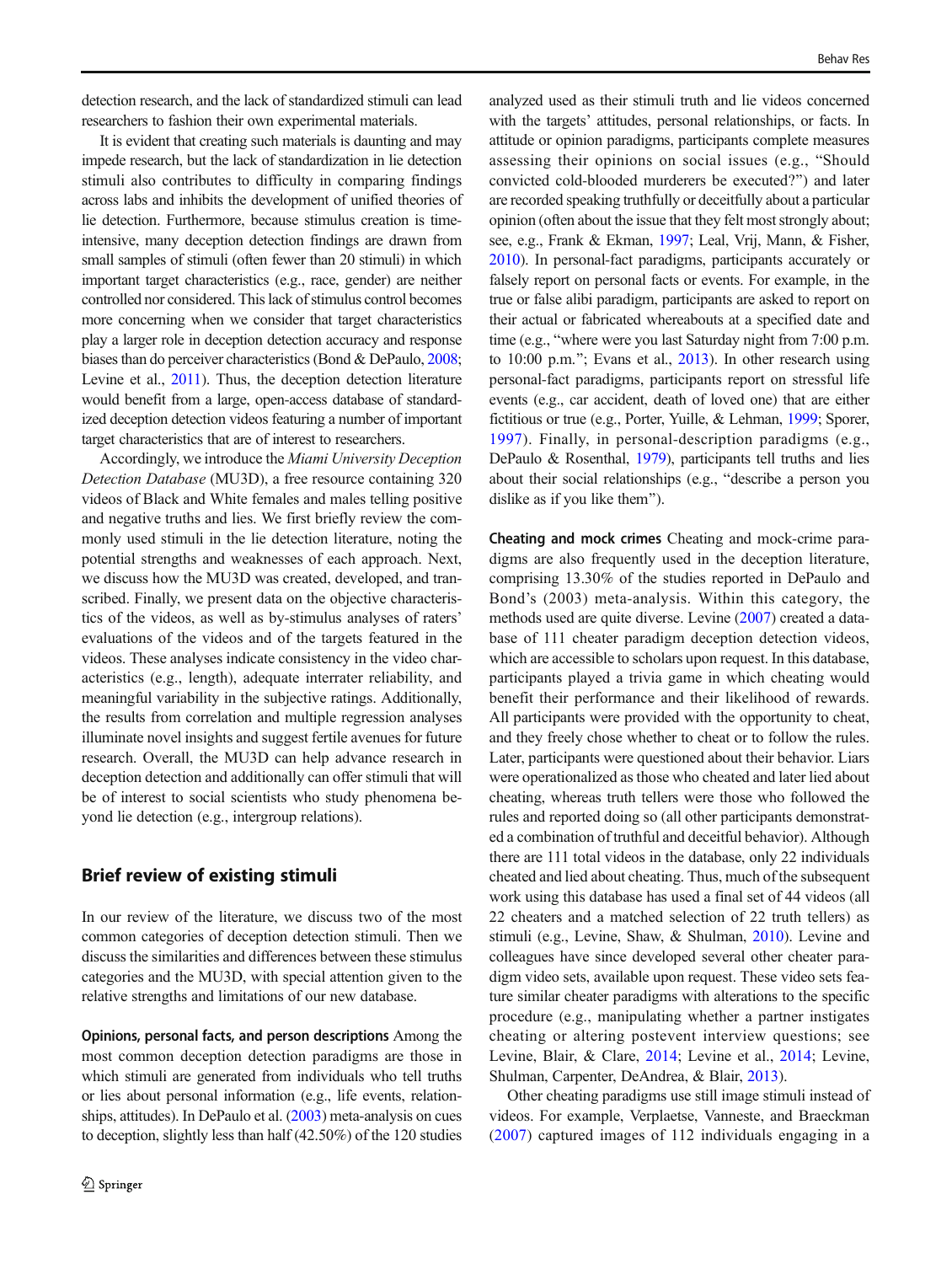detection research, and the lack of standardized stimuli can lead researchers to fashion their own experimental materials.

It is evident that creating such materials is daunting and may impede research, but the lack of standardization in lie detection stimuli also contributes to difficulty in comparing findings across labs and inhibits the development of unified theories of lie detection. Furthermore, because stimulus creation is time-intensive, many deception detection findings are drawn from small samples of stimuli (often fewer than 20 stimuli) in which important target characteristics (e.g., race, gender) are neither controlled nor considered. This lack of stimulus control becomes more concerning when we consider that target characteristics play a larger role in deception detection accuracy and response biases than do perceiver characteristics (Bond & DePaulo, 2008; Levine et al., 2011). Thus, the deception detection literature would benefit from a large, open-access database of standardized deception detection videos featuring a number of important target characteristics that are of interest to researchers.

Accordingly, we introduce the *Miami University Deception Detection Database* (MU3D), a free resource containing 320 videos of Black and White females and males telling positive and negative truths and lies. We first briefly review the commonly used stimuli in the lie detection literature, noting the potential strengths and weaknesses of each approach. Next, we discuss how the MU3D was created, developed, and transcribed. Finally, we present data on the objective characteristics of the videos, as well as by-stimulus analyses of raters' evaluations of the videos and of the targets featured in the videos. These analyses indicate consistency in the video characteristics (e.g., length), adequate interrater reliability, and meaningful variability in the subjective ratings. Additionally, the results from correlation and multiple regression analyses illuminate novel insights and suggest fertile avenues for future research. Overall, the MU3D can help advance research in deception detection and additionally can offer stimuli that will be of interest to social scientists who study phenomena beyond lie detection (e.g., intergroup relations).

## Brief review of existing stimuli

In our review of the literature, we discuss two of the most common categories of deception detection stimuli. Then we discuss the similarities and differences between these stimulus categories and the MU3D, with special attention given to the relative strengths and limitations of our new database.

**Opinions, personal facts, and person descriptions** Among the most common deception detection paradigms are those in which stimuli are generated from individuals who tell truths or lies about personal information (e.g., life events, relationships, attitudes). In DePaulo et al. (2003) meta-analysis on cues to deception, slightly less than half (42.50%) of the 120 studies analyzed used as their stimuli truth and lie videos concerned with the targets' attitudes, personal relationships, or facts. In attitude or opinion paradigms, participants complete measures assessing their opinions on social issues (e.g., "Should convicted cold-blooded murderers be executed?") and later are recorded speaking truthfully or deceitfully about a particular opinion (often about the issue that they felt most strongly about; see, e.g., Frank & Ekman, 1997; Leal, Vrij, Mann, & Fisher, 2010). In personal-fact paradigms, participants accurately or falsely report on personal facts or events. For example, in the true or false alibi paradigm, participants are asked to report on their actual or fabricated whereabouts at a specified date and time (e.g., "where were you last Saturday night from 7:00 p.m. to 10:00 p.m."; Evans et al., 2013). In other research using personal-fact paradigms, participants report on stressful life events (e.g., car accident, death of loved one) that are either fictitious or true (e.g., Porter, Yuille, & Lehman, 1999; Sporer, 1997). Finally, in personal-description paradigms (e.g., DePaulo & Rosenthal, 1979), participants tell truths and lies about their social relationships (e.g., "describe a person you dislike as if you like them").

**Cheating and mock crimes** Cheating and mock-crime paradigms are also frequently used in the deception literature, comprising 13.30% of the studies reported in DePaulo and Bond's (2003) meta-analysis. Within this category, the methods used are quite diverse. Levine (2007) created a database of 111 cheater paradigm deception detection videos, which are accessible to scholars upon request. In this database, participants played a trivia game in which cheating would benefit their performance and their likelihood of rewards. All participants were provided with the opportunity to cheat, and they freely chose whether to cheat or to follow the rules. Later, participants were questioned about their behavior. Liars were operationalized as those who cheated and later lied about cheating, whereas truth tellers were those who followed the rules and reported doing so (all other participants demonstrated a combination of truthful and deceitful behavior). Although there are 111 total videos in the database, only 22 individuals cheated and lied about cheating. Thus, much of the subsequent work using this database has used a final set of 44 videos (all 22 cheaters and a matched selection of 22 truth tellers) as stimuli (e.g., Levine, Shaw, & Shulman, 2010). Levine and colleagues have since developed several other cheater paradigm video sets, available upon request. These video sets feature similar cheater paradigms with alterations to the specific procedure (e.g., manipulating whether a partner instigates cheating or altering postevent interview questions; see Levine, Blair, & Clare, 2014; Levine et al., 2014; Levine, Shulman, Carpenter, DeAndrea, & Blair, 2013).

Other cheating paradigms use still image stimuli instead of videos. For example, Verplaetse, Vanneste, and Braeckman (2007) captured images of 112 individuals engaging in a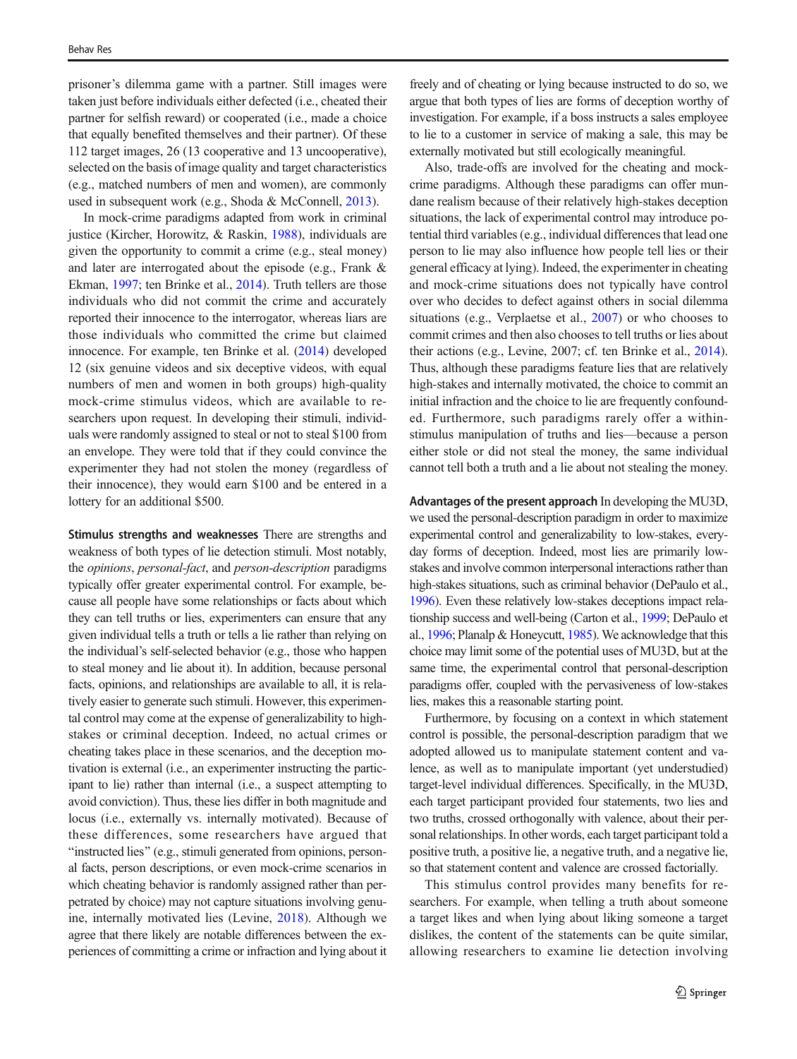prisoner's dilemma game with a partner. Still images were taken just before individuals either defected (i.e., cheated their partner for selfish reward) or cooperated (i.e., made a choice that equally benefited themselves and their partner). Of these 112 target images, 26 (13 cooperative and 13 uncooperative), selected on the basis of image quality and target characteristics (e.g., matched numbers of men and women), are commonly used in subsequent work (e.g., Shoda & McConnell, 2013).

In mock-crime paradigms adapted from work in criminal justice (Kircher, Horowitz, & Raskin, 1988), individuals are given the opportunity to commit a crime (e.g., steal money) and later are interrogated about the episode (e.g., Frank & Ekman, 1997; ten Brinke et al., 2014). Truth tellers are those individuals who did not commit the crime and accurately reported their innocence to the interrogator, whereas liars are those individuals who committed the crime but claimed innocence. For example, ten Brinke et al. (2014) developed 12 (six genuine videos and six deceptive videos, with equal numbers of men and women in both groups) high-quality mock-crime stimulus videos, which are available to researchers upon request. In developing their stimuli, individuals were randomly assigned to steal or not to steal $100 from an envelope. They were told that if they could convince the experimenter they had not stolen the money (regardless of their innocence), they would earn $100 and be entered in a lottery for an additional $500.

**Stimulus strengths and weaknesses** There are strengths and weakness of both types of lie detection stimuli. Most notably, the *opinions*, *personal-fact*, and *person-description* paradigms typically offer greater experimental control. For example, because all people have some relationships or facts about which they can tell truths or lies, experimenters can ensure that any given individual tells a truth or tells a lie rather than relying on the individual's self-selected behavior (e.g., those who happen to steal money and lie about it). In addition, because personal facts, opinions, and relationships are available to all, it is relatively easier to generate such stimuli. However, this experimental control may come at the expense of generalizability to high-stakes or criminal deception. Indeed, no actual crimes or cheating takes place in these scenarios, and the deception motivation is external (i.e., an experimenter instructing the participant to lie) rather than internal (i.e., a suspect attempting to avoid conviction). Thus, these lies differ in both magnitude and locus (i.e., externally vs. internally motivated). Because of these differences, some researchers have argued that "instructed lies" (e.g., stimuli generated from opinions, personal facts, person descriptions, or even mock-crime scenarios in which cheating behavior is randomly assigned rather than perpetrated by choice) may not capture situations involving genuine, internally motivated lies (Levine, 2018). Although we agree that there likely are notable differences between the experiences of committing a crime or infraction and lying about it freely and of cheating or lying because instructed to do so, we argue that both types of lies are forms of deception worthy of investigation. For example, if a boss instructs a sales employee to lie to a customer in service of making a sale, this may be externally motivated but still ecologically meaningful.

Also, trade-offs are involved for the cheating and mock-crime paradigms. Although these paradigms can offer mundane realism because of their relatively high-stakes deception situations, the lack of experimental control may introduce potential third variables (e.g., individual differences that lead one person to lie may also influence how people tell lies or their general efficacy at lying). Indeed, the experimenter in cheating and mock-crime situations does not typically have control over who decides to defect against others in social dilemma situations (e.g., Verplaetse et al., 2007) or who chooses to commit crimes and then also chooses to tell truths or lies about their actions (e.g., Levine, 2007; cf. ten Brinke et al., 2014). Thus, although these paradigms feature lies that are relatively high-stakes and internally motivated, the choice to commit an initial infraction and the choice to lie are frequently confounded. Furthermore, such paradigms rarely offer a within-stimulus manipulation of truths and lies—because a person either stole or did not steal the money, the same individual cannot tell both a truth and a lie about not stealing the money.

**Advantages of the present approach** In developing the MU3D, we used the personal-description paradigm in order to maximize experimental control and generalizability to low-stakes, everyday forms of deception. Indeed, most lies are primarily low-stakes and involve common interpersonal interactions rather than high-stakes situations, such as criminal behavior (DePaulo et al., 1996). Even these relatively low-stakes deceptions impact relationship success and well-being (Carton et al., 1999; DePaulo et al., 1996; Planalp & Honeycutt, 1985). We acknowledge that this choice may limit some of the potential uses of MU3D, but at the same time, the experimental control that personal-description paradigms offer, coupled with the pervasiveness of low-stakes lies, makes this a reasonable starting point.

Furthermore, by focusing on a context in which statement control is possible, the personal-description paradigm that we adopted allowed us to manipulate statement content and valence, as well as to manipulate important (yet understudied) target-level individual differences. Specifically, in the MU3D, each target participant provided four statements, two lies and two truths, crossed orthogonally with valence, about their personal relationships. In other words, each target participant told a positive truth, a positive lie, a negative truth, and a negative lie, so that statement content and valence are crossed factorially.

This stimulus control provides many benefits for researchers. For example, when telling a truth about someone a target likes and when lying about liking someone a target dislikes, the content of the statements can be quite similar, allowing researchers to examine lie detection involving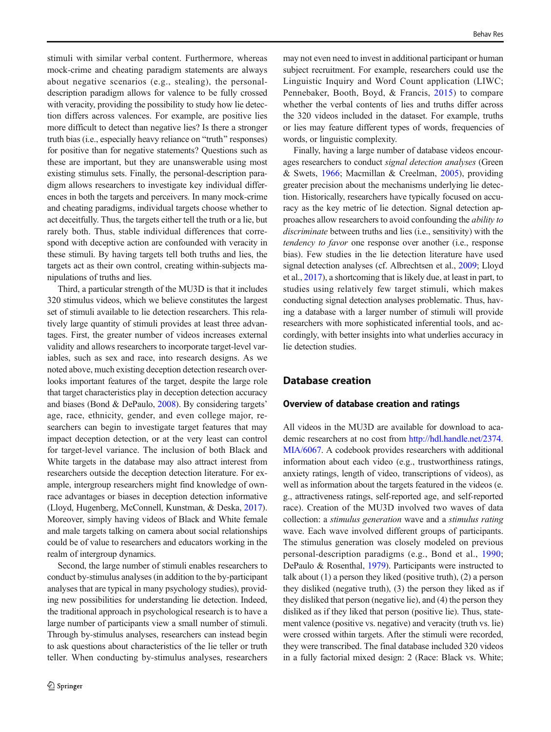stimuli with similar verbal content. Furthermore, whereas mock-crime and cheating paradigm statements are always about negative scenarios (e.g., stealing), the personal-description paradigm allows for valence to be fully crossed with veracity, providing the possibility to study how lie detection differs across valences. For example, are positive lies more difficult to detect than negative lies? Is there a stronger truth bias (i.e., especially heavy reliance on "truth" responses) for positive than for negative statements? Questions such as these are important, but they are unanswerable using most existing stimulus sets. Finally, the personal-description paradigm allows researchers to investigate key individual differences in both the targets and perceivers. In many mock-crime and cheating paradigms, individual targets choose whether to act deceitfully. Thus, the targets either tell the truth or a lie, but rarely both. Thus, stable individual differences that correspond with deceptive action are confounded with veracity in these stimuli. By having targets tell both truths and lies, the targets act as their own control, creating within-subjects manipulations of truths and lies.

Third, a particular strength of the MU3D is that it includes 320 stimulus videos, which we believe constitutes the largest set of stimuli available to lie detection researchers. This relatively large quantity of stimuli provides at least three advantages. First, the greater number of videos increases external validity and allows researchers to incorporate target-level variables, such as sex and race, into research designs. As we noted above, much existing deception detection research overlooks important features of the target, despite the large role that target characteristics play in deception detection accuracy and biases (Bond & DePaulo, 2008). By considering targets' age, race, ethnicity, gender, and even college major, researchers can begin to investigate target features that may impact deception detection, or at the very least can control for target-level variance. The inclusion of both Black and White targets in the database may also attract interest from researchers outside the deception detection literature. For example, intergroup researchers might find knowledge of own-race advantages or biases in deception detection informative (Lloyd, Hugenberg, McConnell, Kunstman, & Deska, 2017). Moreover, simply having videos of Black and White female and male targets talking on camera about social relationships could be of value to researchers and educators working in the realm of intergroup dynamics.

Second, the large number of stimuli enables researchers to conduct by-stimulus analyses (in addition to the by-participant analyses that are typical in many psychology studies), providing new possibilities for understanding lie detection. Indeed, the traditional approach in psychological research is to have a large number of participants view a small number of stimuli. Through by-stimulus analyses, researchers can instead begin to ask questions about characteristics of the lie teller or truth teller. When conducting by-stimulus analyses, researchers may not even need to invest in additional participant or human subject recruitment. For example, researchers could use the Linguistic Inquiry and Word Count application (LIWC; Pennebaker, Booth, Boyd, & Francis, 2015) to compare whether the verbal contents of lies and truths differ across the 320 videos included in the dataset. For example, truths or lies may feature different types of words, frequencies of words, or linguistic complexity.

Finally, having a large number of database videos encourages researchers to conduct *signal detection analyses* (Green & Swets, 1966; Macmillan & Creelman, 2005), providing greater precision about the mechanisms underlying lie detection. Historically, researchers have typically focused on accuracy as the key metric of lie detection. Signal detection approaches allow researchers to avoid confounding the *ability to discriminate* between truths and lies (i.e., sensitivity) with the *tendency to favor* one response over another (i.e., response bias). Few studies in the lie detection literature have used signal detection analyses (cf. Albrechtsen et al., 2009; Lloyd et al., 2017), a shortcoming that is likely due, at least in part, to studies using relatively few target stimuli, which makes conducting signal detection analyses problematic. Thus, having a database with a larger number of stimuli will provide researchers with more sophisticated inferential tools, and accordingly, with better insights into what underlies accuracy in lie detection studies.

## Database creation

### Overview of database creation and ratings

All videos in the MU3D are available for download to academic researchers at no cost from http://hdl.handle.net/2374.MIA/6067. A codebook provides researchers with additional information about each video (e.g., trustworthiness ratings, anxiety ratings, length of video, transcriptions of videos), as well as information about the targets featured in the videos (e.g., attractiveness ratings, self-reported age, and self-reported race). Creation of the MU3D involved two waves of data collection: a *stimulus generation* wave and a *stimulus rating* wave. Each wave involved different groups of participants. The stimulus generation was closely modeled on previous personal-description paradigms (e.g., Bond et al., 1990; DePaulo & Rosenthal, 1979). Participants were instructed to talk about (1) a person they liked (positive truth), (2) a person they disliked (negative truth), (3) the person they liked as if they disliked that person (negative lie), and (4) the person they disliked as if they liked that person (positive lie). Thus, statement valence (positive vs. negative) and veracity (truth vs. lie) were crossed within targets. After the stimuli were recorded, they were transcribed. The final database included 320 videos in a fully factorial mixed design: 2 (Race: Black vs. White;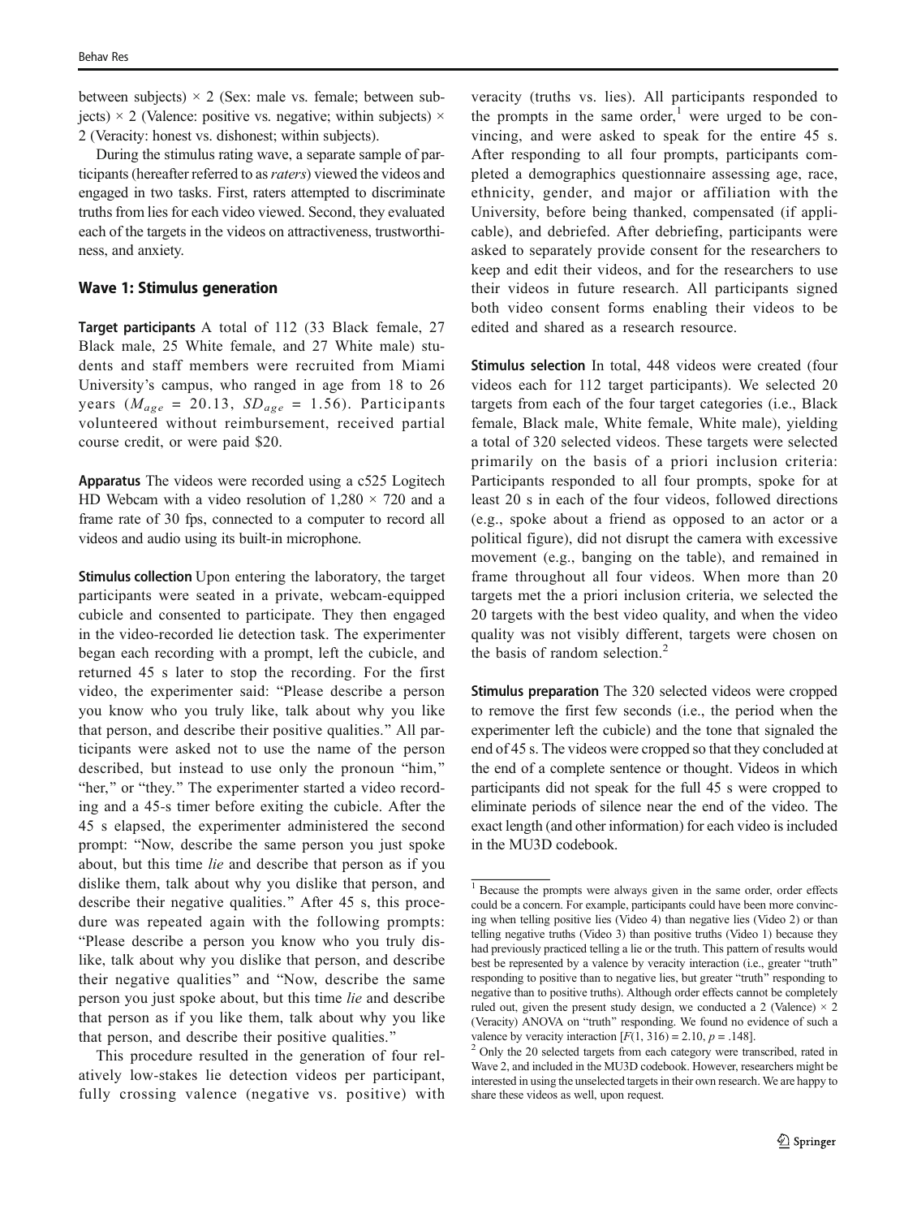between subjects) × 2 (Sex: male vs. female; between subjects) × 2 (Valence: positive vs. negative; within subjects) × 2 (Veracity: honest vs. dishonest; within subjects).

During the stimulus rating wave, a separate sample of participants (hereafter referred to as *raters*) viewed the videos and engaged in two tasks. First, raters attempted to discriminate truths from lies for each video viewed. Second, they evaluated each of the targets in the videos on attractiveness, trustworthiness, and anxiety.

## Wave 1: Stimulus generation

**Target participants** A total of 112 (33 Black female, 27 Black male, 25 White female, and 27 White male) students and staff members were recruited from Miami University's campus, who ranged in age from 18 to 26 years ($M_{age}$ = 20.13, $SD_{age}$ = 1.56). Participants volunteered without reimbursement, received partial course credit, or were paid $20.

**Apparatus** The videos were recorded using a c525 Logitech HD Webcam with a video resolution of 1,280 × 720 and a frame rate of 30 fps, connected to a computer to record all videos and audio using its built-in microphone.

**Stimulus collection** Upon entering the laboratory, the target participants were seated in a private, webcam-equipped cubicle and consented to participate. They then engaged in the video-recorded lie detection task. The experimenter began each recording with a prompt, left the cubicle, and returned 45 s later to stop the recording. For the first video, the experimenter said: "Please describe a person you know who you truly like, talk about why you like that person, and describe their positive qualities." All participants were asked not to use the name of the person described, but instead to use only the pronoun "him," "her," or "they." The experimenter started a video recording and a 45-s timer before exiting the cubicle. After the 45 s elapsed, the experimenter administered the second prompt: "Now, describe the same person you just spoke about, but this time *lie* and describe that person as if you dislike them, talk about why you dislike that person, and describe their negative qualities." After 45 s, this procedure was repeated again with the following prompts: "Please describe a person you know who you truly dislike, talk about why you dislike that person, and describe their negative qualities" and "Now, describe the same person you just spoke about, but this time *lie* and describe that person as if you like them, talk about why you like that person, and describe their positive qualities."

This procedure resulted in the generation of four relatively low-stakes lie detection videos per participant, fully crossing valence (negative vs. positive) with veracity (truths vs. lies). All participants responded to the prompts in the same order,[1] were urged to be convincing, and were asked to speak for the entire 45 s. After responding to all four prompts, participants completed a demographics questionnaire assessing age, race, ethnicity, gender, and major or affiliation with the University, before being thanked, compensated (if applicable), and debriefed. After debriefing, participants were asked to separately provide consent for the researchers to keep and edit their videos, and for the researchers to use their videos in future research. All participants signed both video consent forms enabling their videos to be edited and shared as a research resource.

**Stimulus selection** In total, 448 videos were created (four videos each for 112 target participants). We selected 20 targets from each of the four target categories (i.e., Black female, Black male, White female, White male), yielding a total of 320 selected videos. These targets were selected primarily on the basis of a priori inclusion criteria: Participants responded to all four prompts, spoke for at least 20 s in each of the four videos, followed directions (e.g., spoke about a friend as opposed to an actor or a political figure), did not disrupt the camera with excessive movement (e.g., banging on the table), and remained in frame throughout all four videos. When more than 20 targets met the a priori inclusion criteria, we selected the 20 targets with the best video quality, and when the video quality was not visibly different, targets were chosen on the basis of random selection.[2]

**Stimulus preparation** The 320 selected videos were cropped to remove the first few seconds (i.e., the period when the experimenter left the cubicle) and the tone that signaled the end of 45 s. The videos were cropped so that they concluded at the end of a complete sentence or thought. Videos in which participants did not speak for the full 45 s were cropped to eliminate periods of silence near the end of the video. The exact length (and other information) for each video is included in the MU3D codebook.

[1] Because the prompts were always given in the same order, order effects could be a concern. For example, participants could have been more convincing when telling positive lies (Video 4) than negative lies (Video 2) or than telling negative truths (Video 3) than positive truths (Video 1) because they had previously practiced telling a lie or the truth. This pattern of results would best be represented by a valence by veracity interaction (i.e., greater "truth" responding to positive than to negative lies, but greater "truth" responding to negative than to positive truths). Although order effects cannot be completely ruled out, given the present study design, we conducted a 2 (Valence) × 2 (Veracity) ANOVA on "truth" responding. We found no evidence of such a valence by veracity interaction [$F(1, 316) = 2.10$, $p = .148$].

[2] Only the 20 selected targets from each category were transcribed, rated in Wave 2, and included in the MU3D codebook. However, researchers might be interested in using the unselected targets in their own research. We are happy to share these videos as well, upon request.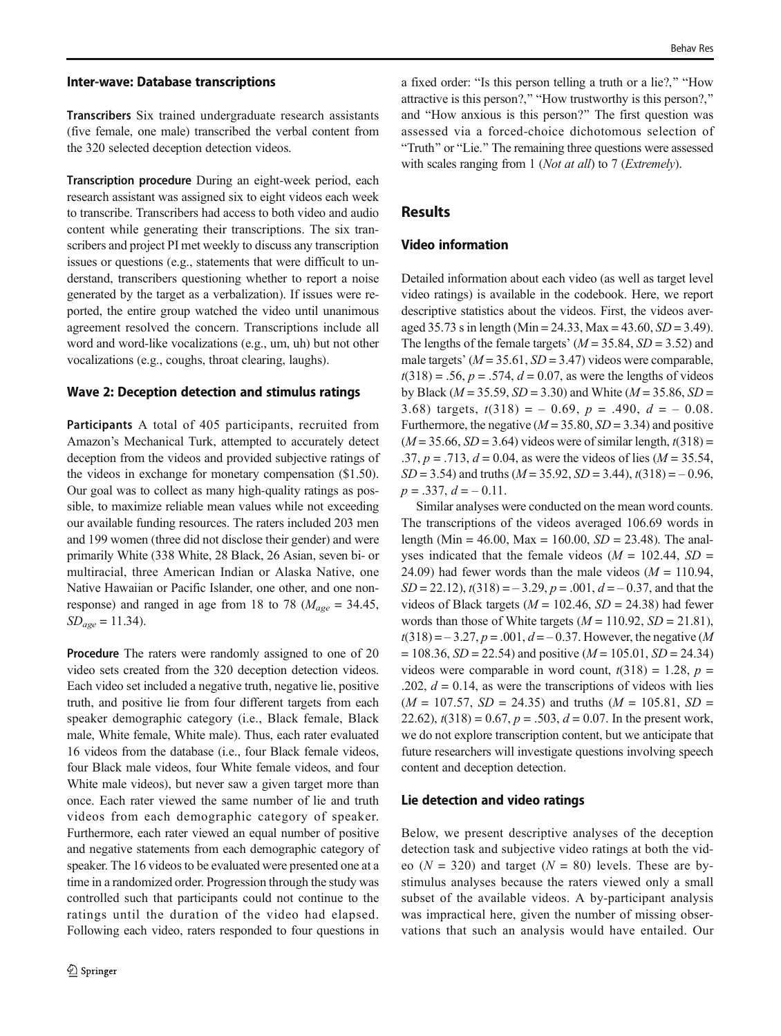### Inter-wave: Database transcriptions

**Transcribers** Six trained undergraduate research assistants (five female, one male) transcribed the verbal content from the 320 selected deception detection videos.

**Transcription procedure** During an eight-week period, each research assistant was assigned six to eight videos each week to transcribe. Transcribers had access to both video and audio content while generating their transcriptions. The six transcribers and project PI met weekly to discuss any transcription issues or questions (e.g., statements that were difficult to understand, transcribers questioning whether to report a noise generated by the target as a verbalization). If issues were reported, the entire group watched the video until unanimous agreement resolved the concern. Transcriptions include all word and word-like vocalizations (e.g., um, uh) but not other vocalizations (e.g., coughs, throat clearing, laughs).

### Wave 2: Deception detection and stimulus ratings

**Participants** A total of 405 participants, recruited from Amazon's Mechanical Turk, attempted to accurately detect deception from the videos and provided subjective ratings of the videos in exchange for monetary compensation ($1.50). Our goal was to collect as many high-quality ratings as possible, to maximize reliable mean values while not exceeding our available funding resources. The raters included 203 men and 199 women (three did not disclose their gender) and were primarily White (338 White, 28 Black, 26 Asian, seven bi- or multiracial, three American Indian or Alaska Native, one Native Hawaiian or Pacific Islander, one other, and one non-response) and ranged in age from 18 to 78 ($M_{age}$ = 34.45, $SD_{age}$ = 11.34).

**Procedure** The raters were randomly assigned to one of 20 video sets created from the 320 deception detection videos. Each video set included a negative truth, negative lie, positive truth, and positive lie from four different targets from each speaker demographic category (i.e., Black female, Black male, White female, White male). Thus, each rater evaluated 16 videos from the database (i.e., four Black female videos, four Black male videos, four White female videos, and four White male videos), but never saw a given target more than once. Each rater viewed the same number of lie and truth videos from each demographic category of speaker. Furthermore, each rater viewed an equal number of positive and negative statements from each demographic category of speaker. The 16 videos to be evaluated were presented one at a time in a randomized order. Progression through the study was controlled such that participants could not continue to the ratings until the duration of the video had elapsed. Following each video, raters responded to four questions in a fixed order: "Is this person telling a truth or a lie?," "How attractive is this person?," "How trustworthy is this person?," and "How anxious is this person?" The first question was assessed via a forced-choice dichotomous selection of "Truth" or "Lie." The remaining three questions were assessed with scales ranging from 1 (*Not at all*) to 7 (*Extremely*).

## Results

### Video information

Detailed information about each video (as well as target level video ratings) is available in the codebook. Here, we report descriptive statistics about the videos. First, the videos averaged 35.73 s in length (Min = 24.33, Max = 43.60, *SD* = 3.49). The lengths of the female targets' (*M* = 35.84, *SD* = 3.52) and male targets' (*M* = 35.61, *SD* = 3.47) videos were comparable, $t(318)$ = .56, $p$ = .574, $d$ = 0.07, as were the lengths of videos by Black (*M* = 35.59, *SD* = 3.30) and White (*M* = 35.86, *SD* = 3.68) targets, $t(318)$ = – 0.69, $p$ = .490, $d$ = – 0.08. Furthermore, the negative (*M* = 35.80, *SD* = 3.34) and positive (*M* = 35.66, *SD* = 3.64) videos were of similar length, $t(318)$ = .37, $p$ = .713, $d$ = 0.04, as were the videos of lies (*M* = 35.54, *SD* = 3.54) and truths (*M* = 35.92, *SD* = 3.44), $t(318)$ = – 0.96, $p$ = .337, $d$ = – 0.11.

Similar analyses were conducted on the mean word counts. The transcriptions of the videos averaged 106.69 words in length (Min = 46.00, Max = 160.00, *SD* = 23.48). The analyses indicated that the female videos (*M* = 102.44, *SD* = 24.09) had fewer words than the male videos (*M* = 110.94, *SD* = 22.12), $t(318)$ = – 3.29, $p$ = .001, $d$ = – 0.37, and that the videos of Black targets (*M* = 102.46, *SD* = 24.38) had fewer words than those of White targets (*M* = 110.92, *SD* = 21.81), $t(318)$ = – 3.27, $p$ = .001, $d$ = – 0.37. However, the negative (*M* = 108.36, *SD* = 22.54) and positive (*M* = 105.01, *SD* = 24.34) videos were comparable in word count, $t(318)$ = 1.28, $p$ = .202, $d$ = 0.14, as were the transcriptions of videos with lies (*M* = 107.57, *SD* = 24.35) and truths (*M* = 105.81, *SD* = 22.62), $t(318)$ = 0.67, $p$ = .503, $d$ = 0.07. In the present work, we do not explore transcription content, but we anticipate that future researchers will investigate questions involving speech content and deception detection.

### Lie detection and video ratings

Below, we present descriptive analyses of the deception detection task and subjective video ratings at both the video (*N* = 320) and target (*N* = 80) levels. These are by-stimulus analyses because the raters viewed only a small subset of the available videos. A by-participant analysis was impractical here, given the number of missing observations that such an analysis would have entailed. Our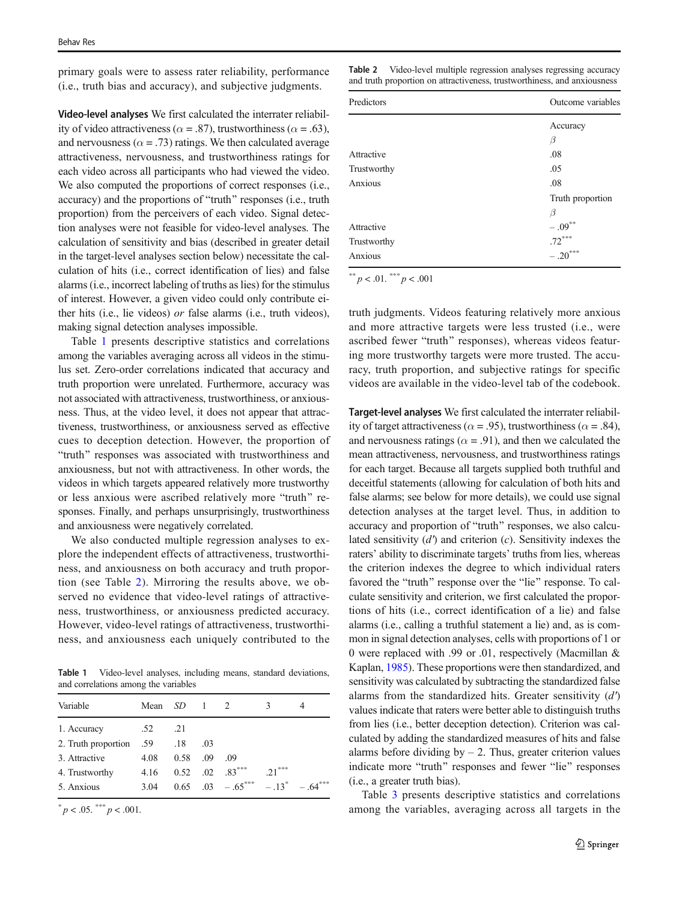primary goals were to assess rater reliability, performance (i.e., truth bias and accuracy), and subjective judgments.

**Video-level analyses** We first calculated the interrater reliability of video attractiveness ($\alpha = .87$), trustworthiness ($\alpha = .63$), and nervousness ($\alpha = .73$) ratings. We then calculated average attractiveness, nervousness, and trustworthiness ratings for each video across all participants who had viewed the video. We also computed the proportions of correct responses (i.e., accuracy) and the proportions of "truth" responses (i.e., truth proportion) from the perceivers of each video. Signal detection analyses were not feasible for video-level analyses. The calculation of sensitivity and bias (described in greater detail in the target-level analyses section below) necessitate the calculation of hits (i.e., correct identification of lies) and false alarms (i.e., incorrect labeling of truths as lies) for the stimulus of interest. However, a given video could only contribute either hits (i.e., lie videos) *or* false alarms (i.e., truth videos), making signal detection analyses impossible.

Table 1 presents descriptive statistics and correlations among the variables averaging across all videos in the stimulus set. Zero-order correlations indicated that accuracy and truth proportion were unrelated. Furthermore, accuracy was not associated with attractiveness, trustworthiness, or anxiousness. Thus, at the video level, it does not appear that attractiveness, trustworthiness, or anxiousness served as effective cues to deception detection. However, the proportion of "truth" responses was associated with trustworthiness and anxiousness, but not with attractiveness. In other words, the videos in which targets appeared relatively more trustworthy or less anxious were ascribed relatively more "truth" responses. Finally, and perhaps unsurprisingly, trustworthiness and anxiousness were negatively correlated.

We also conducted multiple regression analyses to explore the independent effects of attractiveness, trustworthiness, and anxiousness on both accuracy and truth proportion (see Table 2). Mirroring the results above, we observed no evidence that video-level ratings of attractiveness, trustworthiness, or anxiousness predicted accuracy. However, video-level ratings of attractiveness, trustworthiness, and anxiousness each uniquely contributed to the truth judgments. Videos featuring relatively more anxious and more attractive targets were less trusted (i.e., were ascribed fewer "truth" responses), whereas videos featuring more trustworthy targets were more trusted. The accuracy, truth proportion, and subjective ratings for specific videos are available in the video-level tab of the codebook.

**Table 1** Video-level analyses, including means, standard deviations, and correlations among the variables

| Variable | Mean | *SD* | 1 | 2 | 3 | 4 |
|---|---|---|---|---|---|---|
| 1. Accuracy | .52 | .21 | | | | |
| 2. Truth proportion | .59 | .18 | .03 | | | |
| 3. Attractive | 4.08 | 0.58 | .09 | .09 | | |
| 4. Trustworthy | 4.16 | 0.52 | .02 | .83*** | .21*** | |
| 5. Anxious | 3.04 | 0.65 | .03 | −.65*** | −.13* | −.64*** |

* $p < .05$. *** $p < .001$.

**Table 2** Video-level multiple regression analyses regressing accuracy and truth proportion on attractiveness, trustworthiness, and anxiousness

| Predictors | Outcome variables |
|---|---|
| | Accuracy |
| | $\beta$ |
| Attractive | .08 |
| Trustworthy | .05 |
| Anxious | .08 |
| | Truth proportion |
| | $\beta$ |
| Attractive | −.09** |
| Trustworthy | .72*** |
| Anxious | −.20*** |

** $p < .01$. *** $p < .001$

**Target-level analyses** We first calculated the interrater reliability of target attractiveness ($\alpha = .95$), trustworthiness ($\alpha = .84$), and nervousness ratings ($\alpha = .91$), and then we calculated the mean attractiveness, nervousness, and trustworthiness ratings for each target. Because all targets supplied both truthful and deceitful statements (allowing for calculation of both hits and false alarms; see below for more details), we could use signal detection analyses at the target level. Thus, in addition to accuracy and proportion of "truth" responses, we also calculated sensitivity ($d'$) and criterion ($c$). Sensitivity indexes the raters' ability to discriminate targets' truths from lies, whereas the criterion indexes the degree to which individual raters favored the "truth" response over the "lie" response. To calculate sensitivity and criterion, we first calculated the proportions of hits (i.e., correct identification of a lie) and false alarms (i.e., calling a truthful statement a lie) and, as is common in signal detection analyses, cells with proportions of 1 or 0 were replaced with .99 or .01, respectively (Macmillan & Kaplan, 1985). These proportions were then standardized, and sensitivity was calculated by subtracting the standardized false alarms from the standardized hits. Greater sensitivity ($d'$) values indicate that raters were better able to distinguish truths from lies (i.e., better deception detection). Criterion was calculated by adding the standardized measures of hits and false alarms before dividing by $-2$. Thus, greater criterion values indicate more "truth" responses and fewer "lie" responses (i.e., a greater truth bias).

Table 3 presents descriptive statistics and correlations among the variables, averaging across all targets in the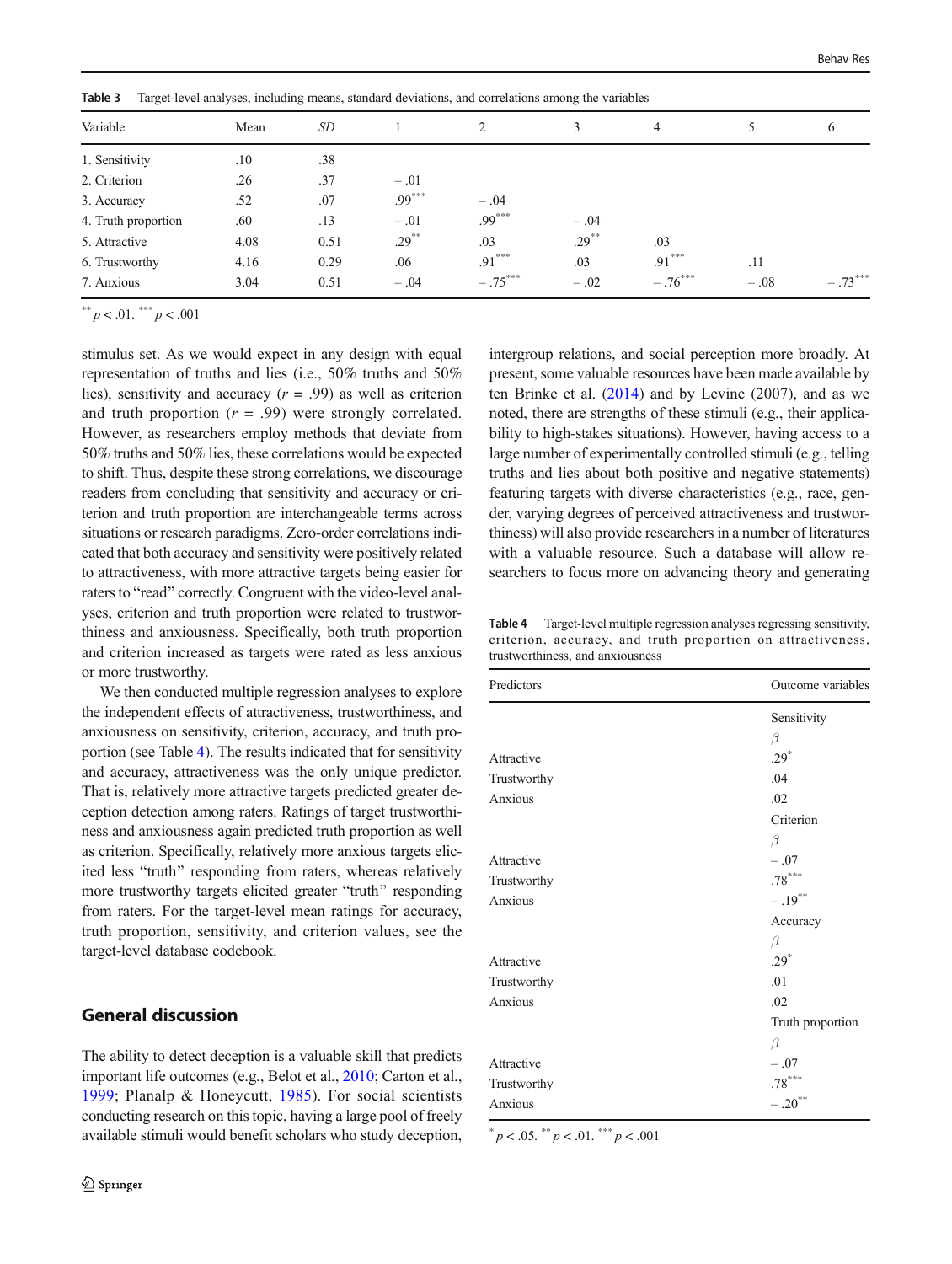**Table 3** Target-level analyses, including means, standard deviations, and correlations among the variables

| Variable | Mean | *SD* | 1 | 2 | 3 | 4 | 5 | 6 |
|---|---|---|---|---|---|---|---|---|
| 1. Sensitivity | .10 | .38 | | | | | | |
| 2. Criterion | .26 | .37 | − .01 | | | | | |
| 3. Accuracy | .52 | .07 | .99*** | − .04 | | | | |
| 4. Truth proportion | .60 | .13 | − .01 | .99*** | − .04 | | | |
| 5. Attractive | 4.08 | 0.51 | .29** | .03 | .29** | .03 | | |
| 6. Trustworthy | 4.16 | 0.29 | .06 | .91*** | .03 | .91*** | .11 | |
| 7. Anxious | 3.04 | 0.51 | − .04 | − .75*** | − .02 | − .76*** | − .08 | − .73*** |

** $p < .01$. *** $p < .001$

stimulus set. As we would expect in any design with equal representation of truths and lies (i.e., 50% truths and 50% lies), sensitivity and accuracy ($r$ = .99) as well as criterion and truth proportion ($r$ = .99) were strongly correlated. However, as researchers employ methods that deviate from 50% truths and 50% lies, these correlations would be expected to shift. Thus, despite these strong correlations, we discourage readers from concluding that sensitivity and accuracy or criterion and truth proportion are interchangeable terms across situations or research paradigms. Zero-order correlations indicated that both accuracy and sensitivity were positively related to attractiveness, with more attractive targets being easier for raters to "read" correctly. Congruent with the video-level analyses, criterion and truth proportion were related to trustworthiness and anxiousness. Specifically, both truth proportion and criterion increased as targets were rated as less anxious or more trustworthy.

We then conducted multiple regression analyses to explore the independent effects of attractiveness, trustworthiness, and anxiousness on sensitivity, criterion, accuracy, and truth proportion (see Table 4). The results indicated that for sensitivity and accuracy, attractiveness was the only unique predictor. That is, relatively more attractive targets predicted greater deception detection among raters. Ratings of target trustworthiness and anxiousness again predicted truth proportion as well as criterion. Specifically, relatively more anxious targets elicited less "truth" responding from raters, whereas relatively more trustworthy targets elicited greater "truth" responding from raters. For the target-level mean ratings for accuracy, truth proportion, sensitivity, and criterion values, see the target-level database codebook.

## General discussion

The ability to detect deception is a valuable skill that predicts important life outcomes (e.g., Belot et al., 2010; Carton et al., 1999; Planalp & Honeycutt, 1985). For social scientists conducting research on this topic, having a large pool of freely available stimuli would benefit scholars who study deception, intergroup relations, and social perception more broadly. At present, some valuable resources have been made available by ten Brinke et al. (2014) and by Levine (2007), and as we noted, there are strengths of these stimuli (e.g., their applicability to high-stakes situations). However, having access to a large number of experimentally controlled stimuli (e.g., telling truths and lies about both positive and negative statements) featuring targets with diverse characteristics (e.g., race, gender, varying degrees of perceived attractiveness and trustworthiness) will also provide researchers in a number of literatures with a valuable resource. Such a database will allow researchers to focus more on advancing theory and generating

**Table 4** Target-level multiple regression analyses regressing sensitivity, criterion, accuracy, and truth proportion on attractiveness, trustworthiness, and anxiousness

| Predictors | Outcome variables |
|---|---|
| | Sensitivity |
| | *β* |
| Attractive | .29* |
| Trustworthy | .04 |
| Anxious | .02 |
| | Criterion |
| | *β* |
| Attractive | − .07 |
| Trustworthy | .78*** |
| Anxious | − .19** |
| | Accuracy |
| | *β* |
| Attractive | .29* |
| Trustworthy | .01 |
| Anxious | .02 |
| | Truth proportion |
| | *β* |
| Attractive | − .07 |
| Trustworthy | .78*** |
| Anxious | − .20** |

* $p < .05$. ** $p < .01$. *** $p < .001$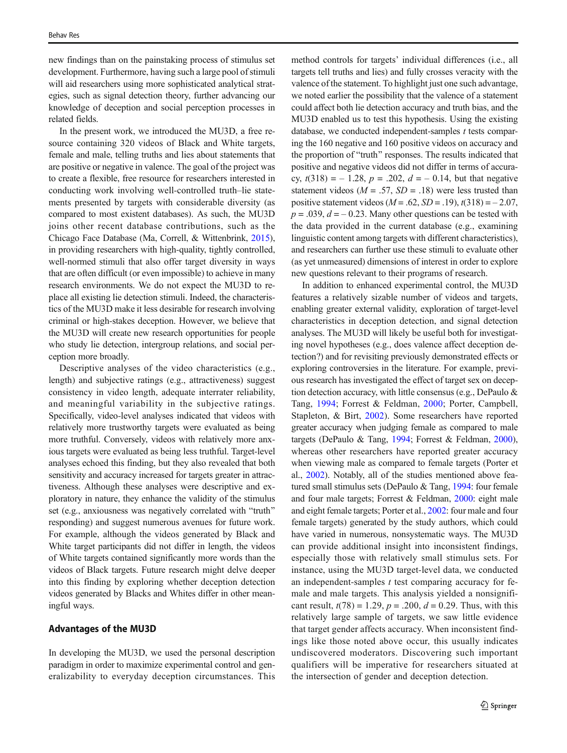new findings than on the painstaking process of stimulus set development. Furthermore, having such a large pool of stimuli will aid researchers using more sophisticated analytical strategies, such as signal detection theory, further advancing our knowledge of deception and social perception processes in related fields.

In the present work, we introduced the MU3D, a free resource containing 320 videos of Black and White targets, female and male, telling truths and lies about statements that are positive or negative in valence. The goal of the project was to create a flexible, free resource for researchers interested in conducting work involving well-controlled truth–lie statements presented by targets with considerable diversity (as compared to most existent databases). As such, the MU3D joins other recent database contributions, such as the Chicago Face Database (Ma, Correll, & Wittenbrink, 2015), in providing researchers with high-quality, tightly controlled, well-normed stimuli that also offer target diversity in ways that are often difficult (or even impossible) to achieve in many research environments. We do not expect the MU3D to replace all existing lie detection stimuli. Indeed, the characteristics of the MU3D make it less desirable for research involving criminal or high-stakes deception. However, we believe that the MU3D will create new research opportunities for people who study lie detection, intergroup relations, and social perception more broadly.

Descriptive analyses of the video characteristics (e.g., length) and subjective ratings (e.g., attractiveness) suggest consistency in video length, adequate interrater reliability, and meaningful variability in the subjective ratings. Specifically, video-level analyses indicated that videos with relatively more trustworthy targets were evaluated as being more truthful. Conversely, videos with relatively more anxious targets were evaluated as being less truthful. Target-level analyses echoed this finding, but they also revealed that both sensitivity and accuracy increased for targets greater in attractiveness. Although these analyses were descriptive and exploratory in nature, they enhance the validity of the stimulus set (e.g., anxiousness was negatively correlated with "truth" responding) and suggest numerous avenues for future work. For example, although the videos generated by Black and White target participants did not differ in length, the videos of White targets contained significantly more words than the videos of Black targets. Future research might delve deeper into this finding by exploring whether deception detection videos generated by Blacks and Whites differ in other meaningful ways.

## Advantages of the MU3D

In developing the MU3D, we used the personal description paradigm in order to maximize experimental control and generalizability to everyday deception circumstances. This method controls for targets' individual differences (i.e., all targets tell truths and lies) and fully crosses veracity with the valence of the statement. To highlight just one such advantage, we noted earlier the possibility that the valence of a statement could affect both lie detection accuracy and truth bias, and the MU3D enabled us to test this hypothesis. Using the existing database, we conducted independent-samples *t* tests comparing the 160 negative and 160 positive videos on accuracy and the proportion of "truth" responses. The results indicated that positive and negative videos did not differ in terms of accuracy, $t(318) = -1.28$, $p = .202$, $d = -0.14$, but that negative statement videos ($M = .57$, $SD = .18$) were less trusted than positive statement videos ($M = .62$, $SD = .19$), $t(318) = -2.07$, $p = .039$, $d = -0.23$. Many other questions can be tested with the data provided in the current database (e.g., examining linguistic content among targets with different characteristics), and researchers can further use these stimuli to evaluate other (as yet unmeasured) dimensions of interest in order to explore new questions relevant to their programs of research.

In addition to enhanced experimental control, the MU3D features a relatively sizable number of videos and targets, enabling greater external validity, exploration of target-level characteristics in deception detection, and signal detection analyses. The MU3D will likely be useful both for investigating novel hypotheses (e.g., does valence affect deception detection?) and for revisiting previously demonstrated effects or exploring controversies in the literature. For example, previous research has investigated the effect of target sex on deception detection accuracy, with little consensus (e.g., DePaulo & Tang, 1994; Forrest & Feldman, 2000; Porter, Campbell, Stapleton, & Birt, 2002). Some researchers have reported greater accuracy when judging female as compared to male targets (DePaulo & Tang, 1994; Forrest & Feldman, 2000), whereas other researchers have reported greater accuracy when viewing male as compared to female targets (Porter et al., 2002). Notably, all of the studies mentioned above featured small stimulus sets (DePaulo & Tang, 1994: four female and four male targets; Forrest & Feldman, 2000: eight male and eight female targets; Porter et al., 2002: four male and four female targets) generated by the study authors, which could have varied in numerous, nonsystematic ways. The MU3D can provide additional insight into inconsistent findings, especially those with relatively small stimulus sets. For instance, using the MU3D target-level data, we conducted an independent-samples *t* test comparing accuracy for female and male targets. This analysis yielded a nonsignificant result, $t(78) = 1.29$, $p = .200$, $d = 0.29$. Thus, with this relatively large sample of targets, we saw little evidence that target gender affects accuracy. When inconsistent findings like those noted above occur, this usually indicates undiscovered moderators. Discovering such important qualifiers will be imperative for researchers situated at the intersection of gender and deception detection.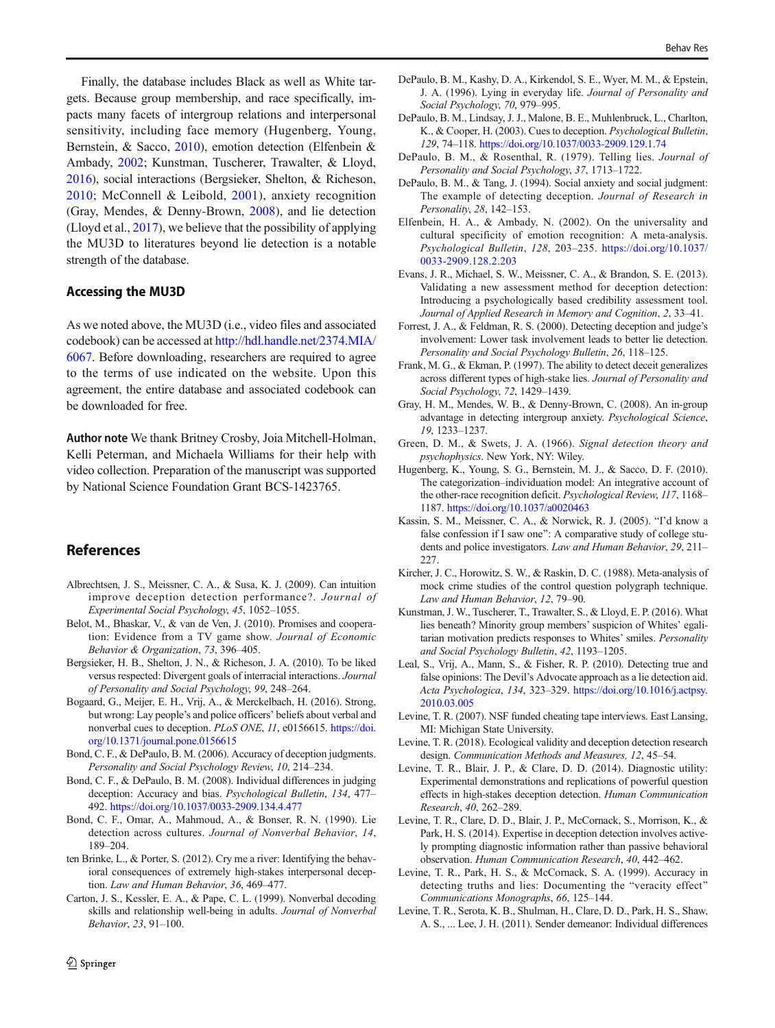Finally, the database includes Black as well as White targets. Because group membership, and race specifically, impacts many facets of intergroup relations and interpersonal sensitivity, including face memory (Hugenberg, Young, Bernstein, & Sacco, 2010), emotion detection (Elfenbein & Ambady, 2002; Kunstman, Tuscherer, Trawalter, & Lloyd, 2016), social interactions (Bergsieker, Shelton, & Richeson, 2010; McConnell & Leibold, 2001), anxiety recognition (Gray, Mendes, & Denny-Brown, 2008), and lie detection (Lloyd et al., 2017), we believe that the possibility of applying the MU3D to literatures beyond lie detection is a notable strength of the database.

## Accessing the MU3D

As we noted above, the MU3D (i.e., video files and associated codebook) can be accessed at http://hdl.handle.net/2374.MIA/6067. Before downloading, researchers are required to agree to the terms of use indicated on the website. Upon this agreement, the entire database and associated codebook can be downloaded for free.

**Author note** We thank Britney Crosby, Joia Mitchell-Holman, Kelli Peterman, and Michaela Williams for their help with video collection. Preparation of the manuscript was supported by National Science Foundation Grant BCS-1423765.

## References

Albrechtsen, J. S., Meissner, C. A., & Susa, K. J. (2009). Can intuition improve deception detection performance?. *Journal of Experimental Social Psychology*, *45*, 1052–1055.

Belot, M., Bhaskar, V., & van de Ven, J. (2010). Promises and cooperation: Evidence from a TV game show. *Journal of Economic Behavior & Organization*, *73*, 396–405.

Bergsieker, H. B., Shelton, J. N., & Richeson, J. A. (2010). To be liked versus respected: Divergent goals of interracial interactions. *Journal of Personality and Social Psychology*, *99*, 248–264.

Bogaard, G., Meijer, E. H., Vrij, A., & Merckelbach, H. (2016). Strong, but wrong: Lay people's and police officers' beliefs about verbal and nonverbal cues to deception. *PLoS ONE*, *11*, e0156615. https://doi.org/10.1371/journal.pone.0156615

Bond, C. F., & DePaulo, B. M. (2006). Accuracy of deception judgments. *Personality and Social Psychology Review*, *10*, 214–234.

Bond, C. F., & DePaulo, B. M. (2008). Individual differences in judging deception: Accuracy and bias. *Psychological Bulletin*, *134*, 477–492. https://doi.org/10.1037/0033-2909.134.4.477

Bond, C. F., Omar, A., Mahmoud, A., & Bonser, R. N. (1990). Lie detection across cultures. *Journal of Nonverbal Behavior*, *14*, 189–204.

ten Brinke, L., & Porter, S. (2012). Cry me a river: Identifying the behavioral consequences of extremely high-stakes interpersonal deception. *Law and Human Behavior*, *36*, 469–477.

Carton, J. S., Kessler, E. A., & Pape, C. L. (1999). Nonverbal decoding skills and relationship well-being in adults. *Journal of Nonverbal Behavior*, *23*, 91–100.

DePaulo, B. M., Kashy, D. A., Kirkendol, S. E., Wyer, M. M., & Epstein, J. A. (1996). Lying in everyday life. *Journal of Personality and Social Psychology*, *70*, 979–995.

DePaulo, B. M., Lindsay, J. J., Malone, B. E., Muhlenbruck, L., Charlton, K., & Cooper, H. (2003). Cues to deception. *Psychological Bulletin*, *129*, 74–118. https://doi.org/10.1037/0033-2909.129.1.74

DePaulo, B. M., & Rosenthal, R. (1979). Telling lies. *Journal of Personality and Social Psychology*, *37*, 1713–1722.

DePaulo, B. M., & Tang, J. (1994). Social anxiety and social judgment: The example of detecting deception. *Journal of Research in Personality*, *28*, 142–153.

Elfenbein, H. A., & Ambady, N. (2002). On the universality and cultural specificity of emotion recognition: A meta-analysis. *Psychological Bulletin*, *128*, 203–235. https://doi.org/10.1037/0033-2909.128.2.203

Evans, J. R., Michael, S. W., Meissner, C. A., & Brandon, S. E. (2013). Validating a new assessment method for deception detection: Introducing a psychologically based credibility assessment tool. *Journal of Applied Research in Memory and Cognition*, *2*, 33–41.

Forrest, J. A., & Feldman, R. S. (2000). Detecting deception and judge's involvement: Lower task involvement leads to better lie detection. *Personality and Social Psychology Bulletin*, *26*, 118–125.

Frank, M. G., & Ekman, P. (1997). The ability to detect deceit generalizes across different types of high-stake lies. *Journal of Personality and Social Psychology*, *72*, 1429–1439.

Gray, H. M., Mendes, W. B., & Denny-Brown, C. (2008). An in-group advantage in detecting intergroup anxiety. *Psychological Science*, *19*, 1233–1237.

Green, D. M., & Swets, J. A. (1966). *Signal detection theory and psychophysics*. New York, NY: Wiley.

Hugenberg, K., Young, S. G., Bernstein, M. J., & Sacco, D. F. (2010). The categorization–individuation model: An integrative account of the other-race recognition deficit. *Psychological Review*, *117*, 1168–1187. https://doi.org/10.1037/a0020463

Kassin, S. M., Meissner, C. A., & Norwick, R. J. (2005). "I'd know a false confession if I saw one": A comparative study of college students and police investigators. *Law and Human Behavior*, *29*, 211–227.

Kircher, J. C., Horowitz, S. W., & Raskin, D. C. (1988). Meta-analysis of mock crime studies of the control question polygraph technique. *Law and Human Behavior*, *12*, 79–90.

Kunstman, J. W., Tuscherer, T., Trawalter, S., & Lloyd, E. P. (2016). What lies beneath? Minority group members' suspicion of Whites' egalitarian motivation predicts responses to Whites' smiles. *Personality and Social Psychology Bulletin*, *42*, 1193–1205.

Leal, S., Vrij, A., Mann, S., & Fisher, R. P. (2010). Detecting true and false opinions: The Devil's Advocate approach as a lie detection aid. *Acta Psychologica*, *134*, 323–329. https://doi.org/10.1016/j.actpsy.2010.03.005

Levine, T. R. (2007). NSF funded cheating tape interviews. East Lansing, MI: Michigan State University.

Levine, T. R. (2018). Ecological validity and deception detection research design. *Communication Methods and Measures*, *12*, 45–54.

Levine, T. R., Blair, J. P., & Clare, D. D. (2014). Diagnostic utility: Experimental demonstrations and replications of powerful question effects in high-stakes deception detection. *Human Communication Research*, *40*, 262–289.

Levine, T. R., Clare, D. D., Blair, J. P., McCornack, S., Morrison, K., & Park, H. S. (2014). Expertise in deception detection involves actively prompting diagnostic information rather than passive behavioral observation. *Human Communication Research*, *40*, 442–462.

Levine, T. R., Park, H. S., & McCornack, S. A. (1999). Accuracy in detecting truths and lies: Documenting the "veracity effect". *Communications Monographs*, *66*, 125–144.

Levine, T. R., Serota, K. B., Shulman, H., Clare, D. D., Park, H. S., Shaw, A. S., ... Lee, J. H. (2011). Sender demeanor: Individual differences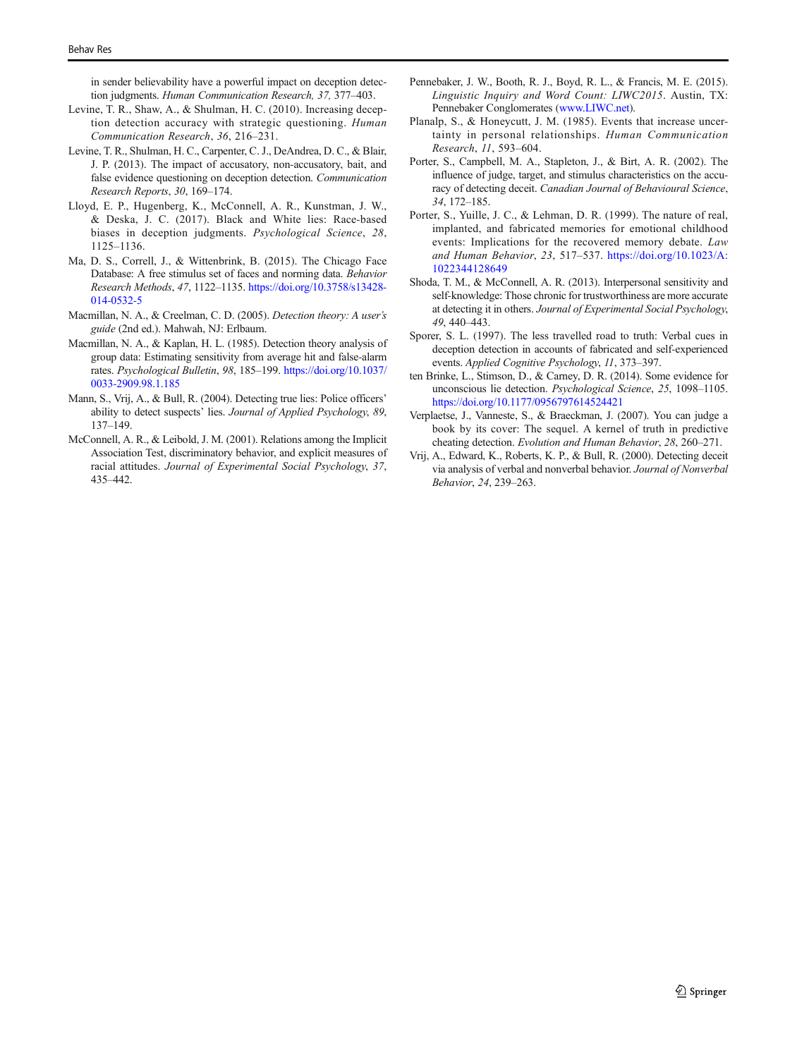in sender believability have a powerful impact on deception detection judgments. *Human Communication Research, 37,* 377–403.

Levine, T. R., Shaw, A., & Shulman, H. C. (2010). Increasing deception detection accuracy with strategic questioning. *Human Communication Research*, *36*, 216–231.

Levine, T. R., Shulman, H. C., Carpenter, C. J., DeAndrea, D. C., & Blair, J. P. (2013). The impact of accusatory, non-accusatory, bait, and false evidence questioning on deception detection. *Communication Research Reports*, *30*, 169–174.

Lloyd, E. P., Hugenberg, K., McConnell, A. R., Kunstman, J. W., & Deska, J. C. (2017). Black and White lies: Race-based biases in deception judgments. *Psychological Science*, *28*, 1125–1136.

Ma, D. S., Correll, J., & Wittenbrink, B. (2015). The Chicago Face Database: A free stimulus set of faces and norming data. *Behavior Research Methods*, *47*, 1122–1135. https://doi.org/10.3758/s13428-014-0532-5

Macmillan, N. A., & Creelman, C. D. (2005). *Detection theory: A user's guide* (2nd ed.). Mahwah, NJ: Erlbaum.

Macmillan, N. A., & Kaplan, H. L. (1985). Detection theory analysis of group data: Estimating sensitivity from average hit and false-alarm rates. *Psychological Bulletin*, *98*, 185–199. https://doi.org/10.1037/0033-2909.98.1.185

Mann, S., Vrij, A., & Bull, R. (2004). Detecting true lies: Police officers' ability to detect suspects' lies. *Journal of Applied Psychology*, *89*, 137–149.

McConnell, A. R., & Leibold, J. M. (2001). Relations among the Implicit Association Test, discriminatory behavior, and explicit measures of racial attitudes. *Journal of Experimental Social Psychology*, *37*, 435–442.

Pennebaker, J. W., Booth, R. J., Boyd, R. L., & Francis, M. E. (2015). *Linguistic Inquiry and Word Count: LIWC2015*. Austin, TX: Pennebaker Conglomerates (www.LIWC.net).

Planalp, S., & Honeycutt, J. M. (1985). Events that increase uncertainty in personal relationships. *Human Communication Research*, *11*, 593–604.

Porter, S., Campbell, M. A., Stapleton, J., & Birt, A. R. (2002). The influence of judge, target, and stimulus characteristics on the accuracy of detecting deceit. *Canadian Journal of Behavioural Science*, *34*, 172–185.

Porter, S., Yuille, J. C., & Lehman, D. R. (1999). The nature of real, implanted, and fabricated memories for emotional childhood events: Implications for the recovered memory debate. *Law and Human Behavior*, *23*, 517–537. https://doi.org/10.1023/A:1022344128649

Shoda, T. M., & McConnell, A. R. (2013). Interpersonal sensitivity and self-knowledge: Those chronic for trustworthiness are more accurate at detecting it in others. *Journal of Experimental Social Psychology*, *49*, 440–443.

Sporer, S. L. (1997). The less travelled road to truth: Verbal cues in deception detection in accounts of fabricated and self-experienced events. *Applied Cognitive Psychology*, *11*, 373–397.

ten Brinke, L., Stimson, D., & Carney, D. R. (2014). Some evidence for unconscious lie detection. *Psychological Science*, *25*, 1098–1105. https://doi.org/10.1177/0956797614524421

Verplaetse, J., Vanneste, S., & Braeckman, J. (2007). You can judge a book by its cover: The sequel. A kernel of truth in predictive cheating detection. *Evolution and Human Behavior*, *28*, 260–271.

Vrij, A., Edward, K., Roberts, K. P., & Bull, R. (2000). Detecting deceit via analysis of verbal and nonverbal behavior. *Journal of Nonverbal Behavior*, *24*, 239–263.